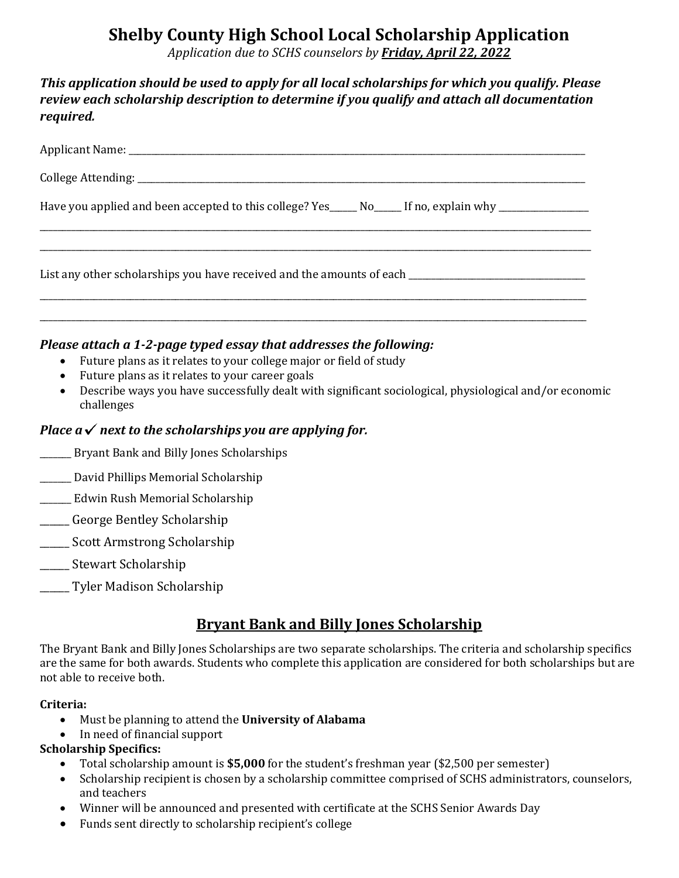# Shelby County High School Local Scholarship Application

*Application due to SCHS counselors by* ***Friday, April 22, 2022***

***This application should be used to apply for all local scholarships for which you qualify. Please review each scholarship description to determine if you qualify and attach all documentation required.***

Applicant Name: ______________________________________________________________________________

College Attending: ____________________________________________________________________________

Have you applied and been accepted to this college? Yes______ No______ If no, explain why ____________________

______________________________________________________________________________________________

______________________________________________________________________________________________

List any other scholarships you have received and the amounts of each ________________________________________

______________________________________________________________________________________________

______________________________________________________________________________________________

***Please attach a 1-2-page typed essay that addresses the following:***

- Future plans as it relates to your college major or field of study
- Future plans as it relates to your career goals
- Describe ways you have successfully dealt with significant sociological, physiological and/or economic challenges

***Place a ✓ next to the scholarships you are applying for.***

_______ Bryant Bank and Billy Jones Scholarships

_______ David Phillips Memorial Scholarship

_______ Edwin Rush Memorial Scholarship

______ George Bentley Scholarship

______ Scott Armstrong Scholarship

______ Stewart Scholarship

______ Tyler Madison Scholarship

## Bryant Bank and Billy Jones Scholarship

The Bryant Bank and Billy Jones Scholarships are two separate scholarships. The criteria and scholarship specifics are the same for both awards. Students who complete this application are considered for both scholarships but are not able to receive both.

**Criteria:**

- Must be planning to attend the **University of Alabama**
- In need of financial support

**Scholarship Specifics:**

- Total scholarship amount is **$5,000** for the student's freshman year ($2,500 per semester)
- Scholarship recipient is chosen by a scholarship committee comprised of SCHS administrators, counselors, and teachers
- Winner will be announced and presented with certificate at the SCHS Senior Awards Day
- Funds sent directly to scholarship recipient's college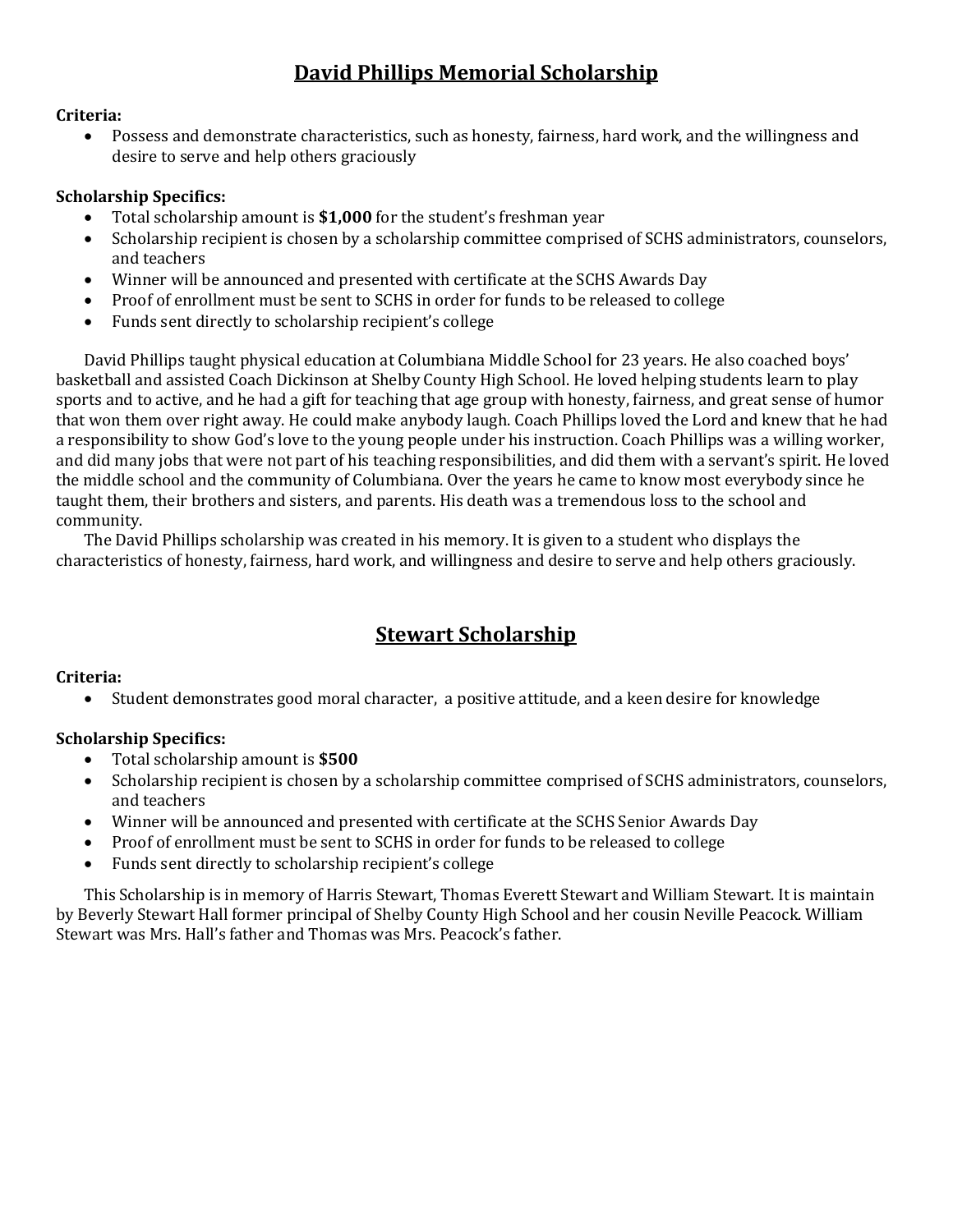## David Phillips Memorial Scholarship

**Criteria:**

- Possess and demonstrate characteristics, such as honesty, fairness, hard work, and the willingness and desire to serve and help others graciously

**Scholarship Specifics:**

- Total scholarship amount is **$1,000** for the student's freshman year
- Scholarship recipient is chosen by a scholarship committee comprised of SCHS administrators, counselors, and teachers
- Winner will be announced and presented with certificate at the SCHS Awards Day
- Proof of enrollment must be sent to SCHS in order for funds to be released to college
- Funds sent directly to scholarship recipient's college

David Phillips taught physical education at Columbiana Middle School for 23 years. He also coached boys' basketball and assisted Coach Dickinson at Shelby County High School. He loved helping students learn to play sports and to active, and he had a gift for teaching that age group with honesty, fairness, and great sense of humor that won them over right away. He could make anybody laugh. Coach Phillips loved the Lord and knew that he had a responsibility to show God's love to the young people under his instruction. Coach Phillips was a willing worker, and did many jobs that were not part of his teaching responsibilities, and did them with a servant's spirit. He loved the middle school and the community of Columbiana. Over the years he came to know most everybody since he taught them, their brothers and sisters, and parents. His death was a tremendous loss to the school and community.

The David Phillips scholarship was created in his memory. It is given to a student who displays the characteristics of honesty, fairness, hard work, and willingness and desire to serve and help others graciously.

## Stewart Scholarship

**Criteria:**

- Student demonstrates good moral character, a positive attitude, and a keen desire for knowledge

**Scholarship Specifics:**

- Total scholarship amount is **$500**
- Scholarship recipient is chosen by a scholarship committee comprised of SCHS administrators, counselors, and teachers
- Winner will be announced and presented with certificate at the SCHS Senior Awards Day
- Proof of enrollment must be sent to SCHS in order for funds to be released to college
- Funds sent directly to scholarship recipient's college

This Scholarship is in memory of Harris Stewart, Thomas Everett Stewart and William Stewart. It is maintain by Beverly Stewart Hall former principal of Shelby County High School and her cousin Neville Peacock. William Stewart was Mrs. Hall's father and Thomas was Mrs. Peacock's father.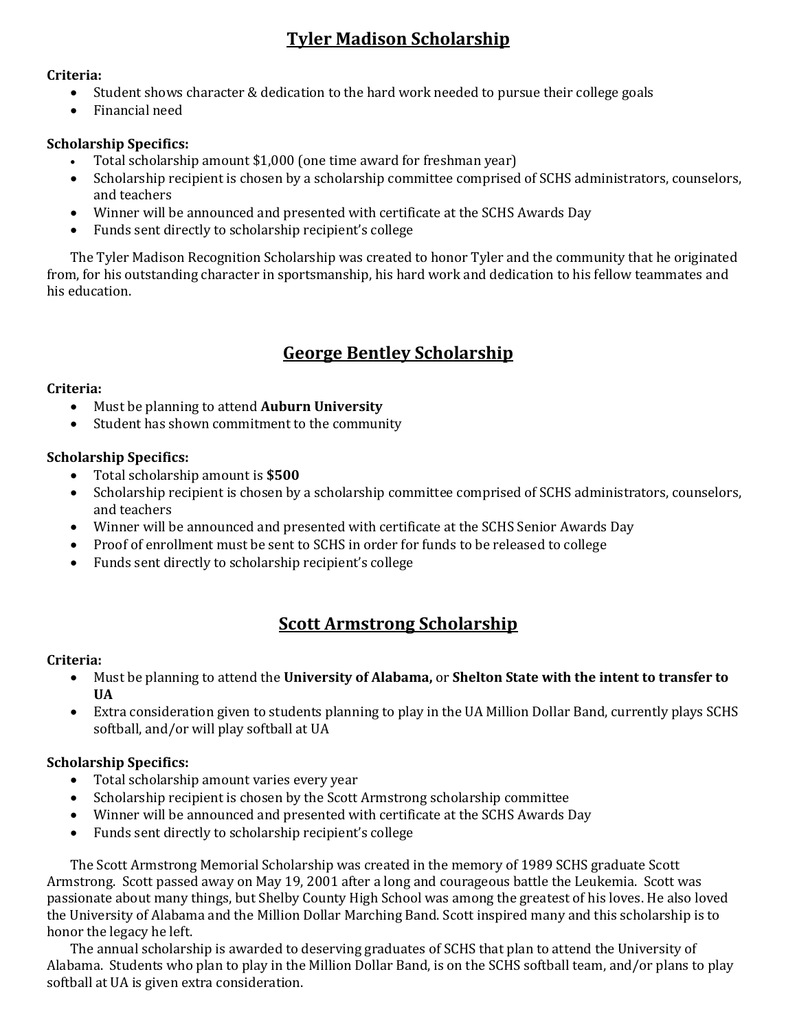## Tyler Madison Scholarship

**Criteria:**

- Student shows character & dedication to the hard work needed to pursue their college goals
- Financial need

**Scholarship Specifics:**

- Total scholarship amount $1,000 (one time award for freshman year)
- Scholarship recipient is chosen by a scholarship committee comprised of SCHS administrators, counselors, and teachers
- Winner will be announced and presented with certificate at the SCHS Awards Day
- Funds sent directly to scholarship recipient's college

The Tyler Madison Recognition Scholarship was created to honor Tyler and the community that he originated from, for his outstanding character in sportsmanship, his hard work and dedication to his fellow teammates and his education.

## George Bentley Scholarship

**Criteria:**

- Must be planning to attend **Auburn University**
- Student has shown commitment to the community

**Scholarship Specifics:**

- Total scholarship amount is **$500**
- Scholarship recipient is chosen by a scholarship committee comprised of SCHS administrators, counselors, and teachers
- Winner will be announced and presented with certificate at the SCHS Senior Awards Day
- Proof of enrollment must be sent to SCHS in order for funds to be released to college
- Funds sent directly to scholarship recipient's college

## Scott Armstrong Scholarship

**Criteria:**

- Must be planning to attend the **University of Alabama,** or **Shelton State with the intent to transfer to UA**
- Extra consideration given to students planning to play in the UA Million Dollar Band, currently plays SCHS softball, and/or will play softball at UA

**Scholarship Specifics:**

- Total scholarship amount varies every year
- Scholarship recipient is chosen by the Scott Armstrong scholarship committee
- Winner will be announced and presented with certificate at the SCHS Awards Day
- Funds sent directly to scholarship recipient's college

The Scott Armstrong Memorial Scholarship was created in the memory of 1989 SCHS graduate Scott Armstrong. Scott passed away on May 19, 2001 after a long and courageous battle the Leukemia. Scott was passionate about many things, but Shelby County High School was among the greatest of his loves. He also loved the University of Alabama and the Million Dollar Marching Band. Scott inspired many and this scholarship is to honor the legacy he left.

The annual scholarship is awarded to deserving graduates of SCHS that plan to attend the University of Alabama. Students who plan to play in the Million Dollar Band, is on the SCHS softball team, and/or plans to play softball at UA is given extra consideration.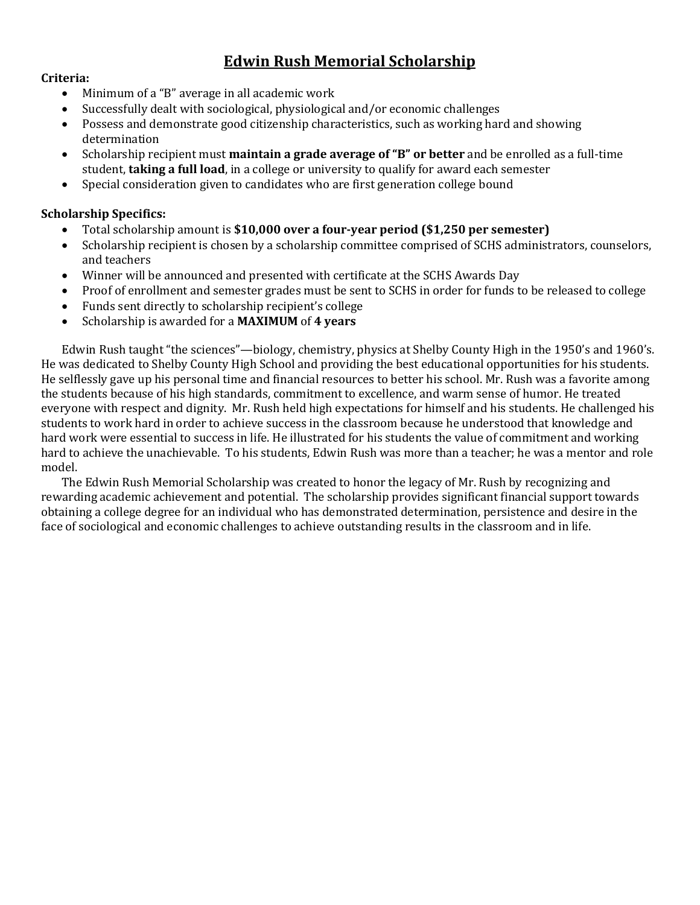# Edwin Rush Memorial Scholarship

**Criteria:**

- Minimum of a "B" average in all academic work
- Successfully dealt with sociological, physiological and/or economic challenges
- Possess and demonstrate good citizenship characteristics, such as working hard and showing determination
- Scholarship recipient must **maintain a grade average of "B" or better** and be enrolled as a full-time student, **taking a full load**, in a college or university to qualify for award each semester
- Special consideration given to candidates who are first generation college bound

**Scholarship Specifics:**

- Total scholarship amount is **$10,000 over a four-year period ($1,250 per semester)**
- Scholarship recipient is chosen by a scholarship committee comprised of SCHS administrators, counselors, and teachers
- Winner will be announced and presented with certificate at the SCHS Awards Day
- Proof of enrollment and semester grades must be sent to SCHS in order for funds to be released to college
- Funds sent directly to scholarship recipient's college
- Scholarship is awarded for a **MAXIMUM** of **4 years**

Edwin Rush taught "the sciences"—biology, chemistry, physics at Shelby County High in the 1950's and 1960's. He was dedicated to Shelby County High School and providing the best educational opportunities for his students. He selflessly gave up his personal time and financial resources to better his school. Mr. Rush was a favorite among the students because of his high standards, commitment to excellence, and warm sense of humor. He treated everyone with respect and dignity. Mr. Rush held high expectations for himself and his students. He challenged his students to work hard in order to achieve success in the classroom because he understood that knowledge and hard work were essential to success in life. He illustrated for his students the value of commitment and working hard to achieve the unachievable. To his students, Edwin Rush was more than a teacher; he was a mentor and role model.

The Edwin Rush Memorial Scholarship was created to honor the legacy of Mr. Rush by recognizing and rewarding academic achievement and potential. The scholarship provides significant financial support towards obtaining a college degree for an individual who has demonstrated determination, persistence and desire in the face of sociological and economic challenges to achieve outstanding results in the classroom and in life.